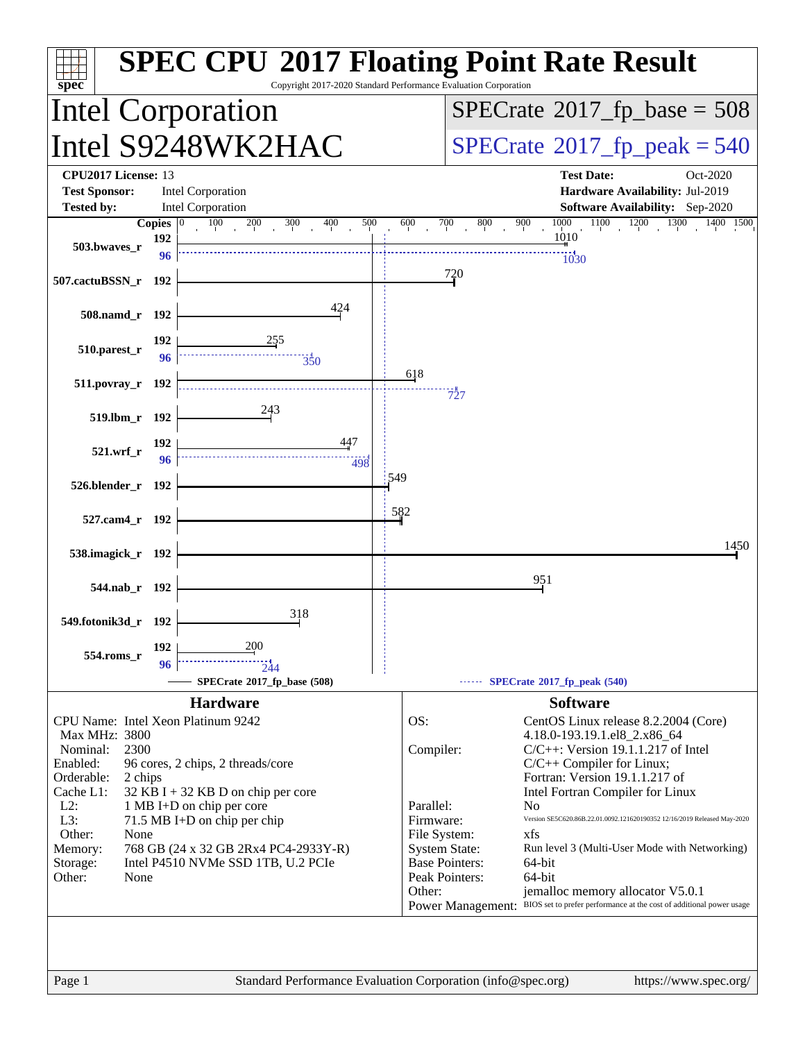# SPEC CPU 2017 Floating Point Rate Result

Copyright 2017-2020 Standard Performance Evaluation Corporation

## Intel Corporation
## Intel S9248WK2HAC

**SPECrate 2017_fp_base = 508**

**SPECrate 2017_fp_peak = 540**

| | | | |
|---|---|---|---|
| **CPU2017 License:** | 13 | **Test Date:** | Oct-2020 |
| **Test Sponsor:** | Intel Corporation | **Hardware Availability:** | Jul-2019 |
| **Tested by:** | Intel Corporation | **Software Availability:** | Sep-2020 |

| Benchmark | Copies (base) | Base | Copies (peak) | Peak |
|---|---|---|---|---|
| 503.bwaves_r | 192 | 1010 | 96 | 1030 |
| 507.cactuBSSN_r | 192 | 720 | | |
| 508.namd_r | 192 | 424 | | |
| 510.parest_r | 192 | 255 | 96 | 350 |
| 511.povray_r | 192 | 618 | 192 | 727 |
| 519.lbm_r | 192 | 243 | | |
| 521.wrf_r | 192 | 447 | 96 | 498 |
| 526.blender_r | 192 | 549 | | |
| 527.cam4_r | 192 | 582 | | |
| 538.imagick_r | 192 | 1450 | | |
| 544.nab_r | 192 | 951 | | |
| 549.fotonik3d_r | 192 | 318 | | |
| 554.roms_r | 192 | 200 | 96 | 244 |

SPECrate 2017_fp_base (508) — SPECrate 2017_fp_peak (540)

### Hardware

| | |
|---|---|
| CPU Name: | Intel Xeon Platinum 9242 |
| Max MHz: | 3800 |
| Nominal: | 2300 |
| Enabled: | 96 cores, 2 chips, 2 threads/core |
| Orderable: | 2 chips |
| Cache L1: | 32 KB I + 32 KB D on chip per core |
| L2: | 1 MB I+D on chip per core |
| L3: | 71.5 MB I+D on chip per chip |
| Other: | None |
| Memory: | 768 GB (24 x 32 GB 2Rx4 PC4-2933Y-R) |
| Storage: | Intel P4510 NVMe SSD 1TB, U.2 PCIe |
| Other: | None |

### Software

| | |
|---|---|
| OS: | CentOS Linux release 8.2.2004 (Core) 4.18.0-193.19.1.el8_2.x86_64 |
| Compiler: | C/C++: Version 19.1.1.217 of Intel C/C++ Compiler for Linux; Fortran: Version 19.1.1.217 of Intel Fortran Compiler for Linux |
| Parallel: | No |
| Firmware: | Version SE5C620.86B.22.01.0092.121620190352 12/16/2019 Released May-2020 |
| File System: | xfs |
| System State: | Run level 3 (Multi-User Mode with Networking) |
| Base Pointers: | 64-bit |
| Peak Pointers: | 64-bit |
| Other: | jemalloc memory allocator V5.0.1 |
| Power Management: | BIOS set to prefer performance at the cost of additional power usage |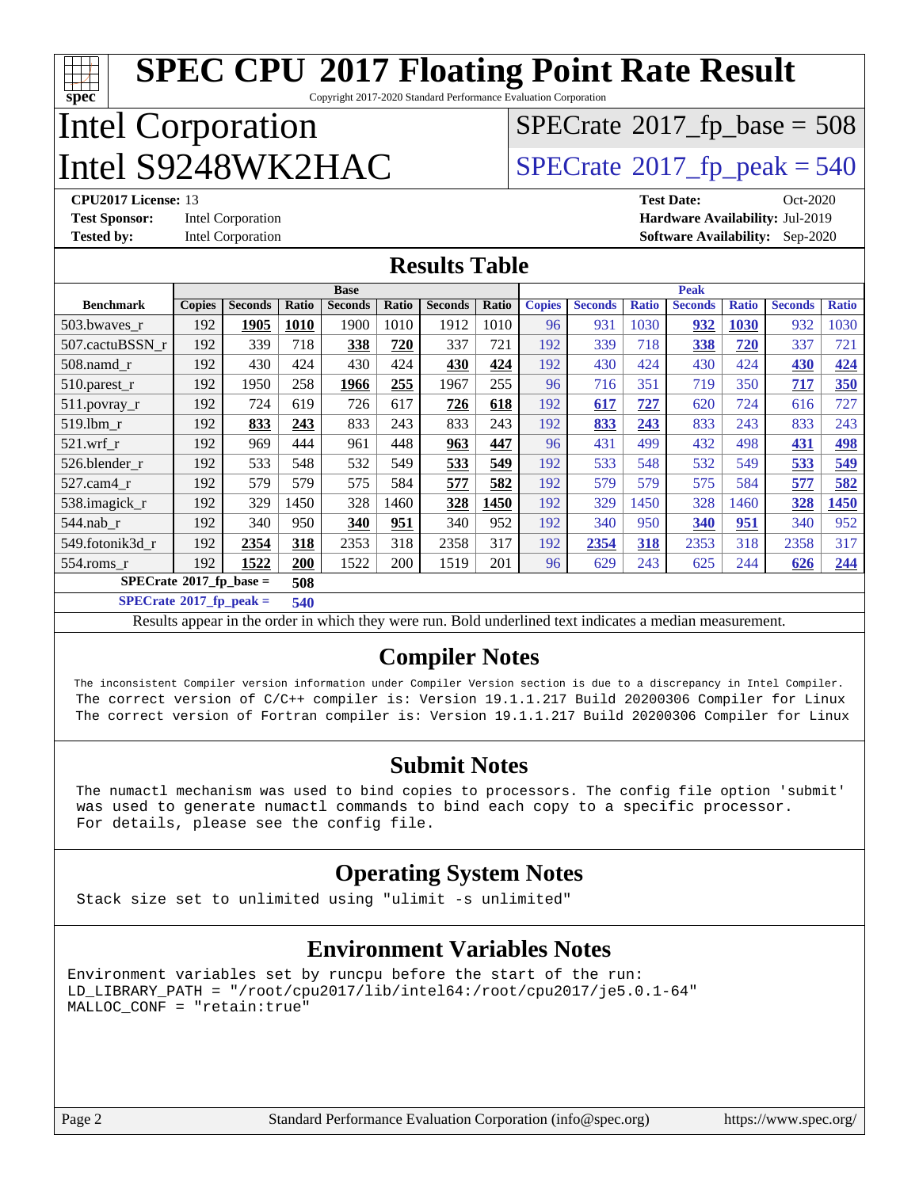# SPEC CPU 2017 Floating Point Rate Result

Copyright 2017-2020 Standard Performance Evaluation Corporation

# Intel Corporation
# Intel S9248WK2HAC

SPECrate 2017_fp_base = 508

SPECrate 2017_fp_peak = 540

**CPU2017 License:** 13
**Test Sponsor:** Intel Corporation
**Tested by:** Intel Corporation

**Test Date:** Oct-2020
**Hardware Availability:** Jul-2019
**Software Availability:** Sep-2020

## Results Table

| Benchmark | Base | | | | | | | Peak | | | | | | |
|---|---|---|---|---|---|---|---|---|---|---|---|---|---|---|
| | Copies | Seconds | Ratio | Seconds | Ratio | Seconds | Ratio | Copies | Seconds | Ratio | Seconds | Ratio | Seconds | Ratio |
| 503.bwaves_r | 192 | **1905** | **1010** | 1900 | 1010 | 1912 | 1010 | 96 | 931 | 1030 | **932** | **1030** | 932 | 1030 |
| 507.cactuBSSN_r | 192 | 339 | 718 | **338** | **720** | 337 | 721 | 192 | 339 | 718 | **338** | **720** | 337 | 721 |
| 508.namd_r | 192 | 430 | 424 | 430 | 424 | **430** | **424** | 192 | 430 | 424 | 430 | 424 | **430** | **424** |
| 510.parest_r | 192 | 1950 | 258 | **1966** | **255** | 1967 | 255 | 96 | 716 | 351 | 719 | 350 | **717** | **350** |
| 511.povray_r | 192 | 724 | 619 | 726 | 617 | **726** | **618** | 192 | **617** | **727** | 620 | 724 | 616 | 727 |
| 519.lbm_r | 192 | **833** | **243** | 833 | 243 | 833 | 243 | 192 | **833** | **243** | 833 | 243 | 833 | 243 |
| 521.wrf_r | 192 | 969 | 444 | 961 | 448 | **963** | **447** | 96 | 431 | 499 | 432 | 498 | **431** | **498** |
| 526.blender_r | 192 | 533 | 548 | 532 | 549 | **533** | **549** | 192 | 533 | 548 | 532 | 549 | **533** | **549** |
| 527.cam4_r | 192 | 579 | 579 | 575 | 584 | **577** | **582** | 192 | 579 | 579 | 575 | 584 | **577** | **582** |
| 538.imagick_r | 192 | 329 | 1450 | 328 | 1460 | **328** | **1450** | 192 | 329 | 1450 | 328 | 1460 | **328** | **1450** |
| 544.nab_r | 192 | 340 | 950 | **340** | **951** | 340 | 952 | 192 | 340 | 950 | **340** | **951** | 340 | 952 |
| 549.fotonik3d_r | 192 | **2354** | **318** | 2353 | 318 | 2358 | 317 | 192 | **2354** | **318** | 2353 | 318 | 2358 | 317 |
| 554.roms_r | 192 | **1522** | **200** | 1522 | 200 | 1519 | 201 | 96 | 629 | 243 | 625 | 244 | **626** | **244** |

**SPECrate 2017_fp_base = 508**

**SPECrate 2017_fp_peak = 540**

Results appear in the order in which they were run. Bold underlined text indicates a median measurement.

## Compiler Notes

```
The inconsistent Compiler version information under Compiler Version section is due to a discrepancy in Intel Compiler.
The correct version of C/C++ compiler is: Version 19.1.1.217 Build 20200306 Compiler for Linux
The correct version of Fortran compiler is: Version 19.1.1.217 Build 20200306 Compiler for Linux
```

## Submit Notes

```
The numactl mechanism was used to bind copies to processors. The config file option 'submit'
was used to generate numactl commands to bind each copy to a specific processor.
For details, please see the config file.
```

## Operating System Notes

```
Stack size set to unlimited using "ulimit -s unlimited"
```

## Environment Variables Notes

```
Environment variables set by runcpu before the start of the run:
LD_LIBRARY_PATH = "/root/cpu2017/lib/intel64:/root/cpu2017/je5.0.1-64"
MALLOC_CONF = "retain:true"
```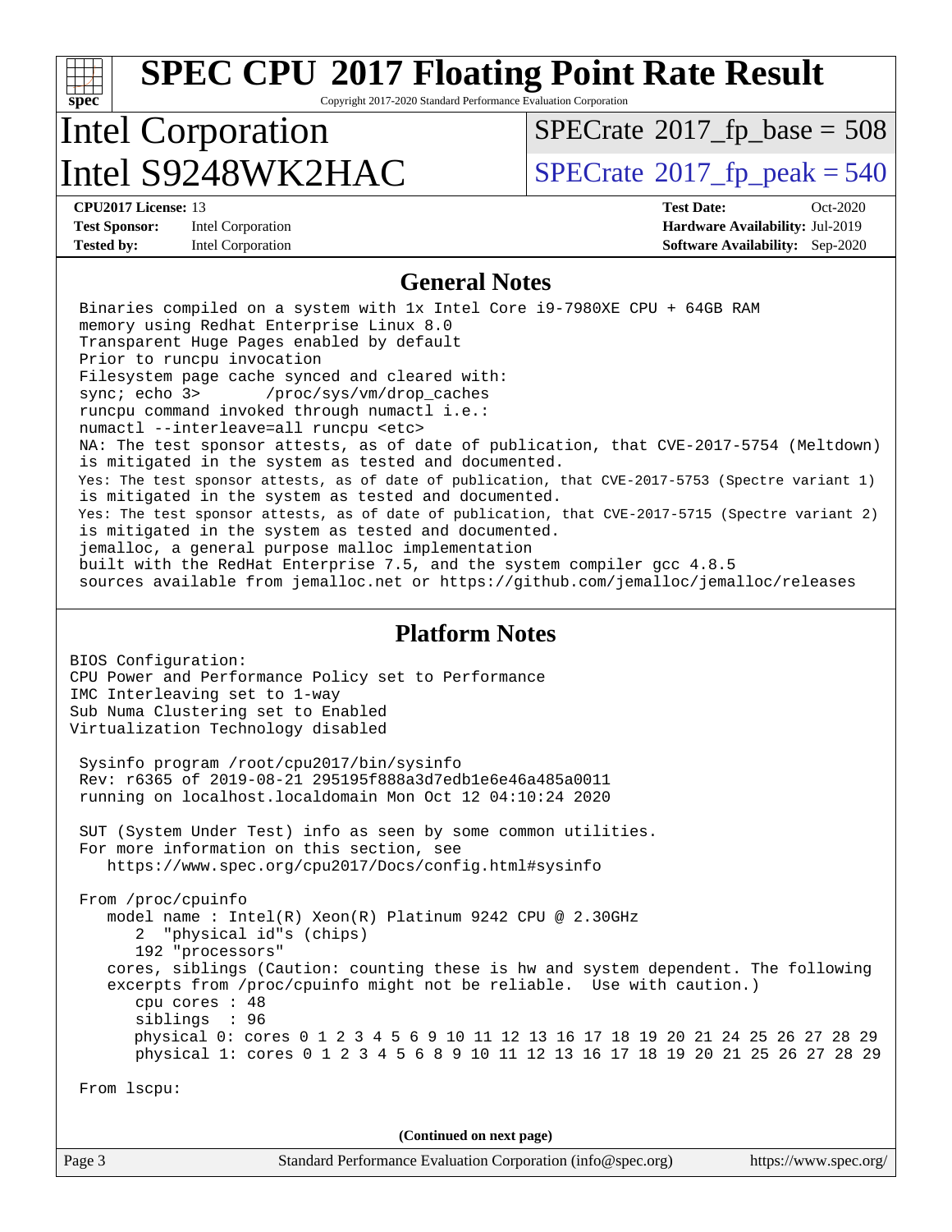# SPEC CPU 2017 Floating Point Rate Result

Copyright 2017-2020 Standard Performance Evaluation Corporation

## Intel Corporation
## Intel S9248WK2HAC

SPECrate 2017_fp_base = 508

SPECrate 2017_fp_peak = 540

**CPU2017 License:** 13
**Test Sponsor:** Intel Corporation
**Tested by:** Intel Corporation

**Test Date:** Oct-2020
**Hardware Availability:** Jul-2019
**Software Availability:** Sep-2020

## General Notes

```
Binaries compiled on a system with 1x Intel Core i9-7980XE CPU + 64GB RAM
memory using Redhat Enterprise Linux 8.0
Transparent Huge Pages enabled by default
Prior to runcpu invocation
Filesystem page cache synced and cleared with:
sync; echo 3>       /proc/sys/vm/drop_caches
runcpu command invoked through numactl i.e.:
numactl --interleave=all runcpu <etc>
NA: The test sponsor attests, as of date of publication, that CVE-2017-5754 (Meltdown)
is mitigated in the system as tested and documented.
Yes: The test sponsor attests, as of date of publication, that CVE-2017-5753 (Spectre variant 1)
is mitigated in the system as tested and documented.
Yes: The test sponsor attests, as of date of publication, that CVE-2017-5715 (Spectre variant 2)
is mitigated in the system as tested and documented.
jemalloc, a general purpose malloc implementation
built with the RedHat Enterprise 7.5, and the system compiler gcc 4.8.5
sources available from jemalloc.net or https://github.com/jemalloc/jemalloc/releases
```

## Platform Notes

```
BIOS Configuration:
CPU Power and Performance Policy set to Performance
IMC Interleaving set to 1-way
Sub Numa Clustering set to Enabled
Virtualization Technology disabled

 Sysinfo program /root/cpu2017/bin/sysinfo
 Rev: r6365 of 2019-08-21 295195f888a3d7edb1e6e46a485a0011
 running on localhost.localdomain Mon Oct 12 04:10:24 2020

 SUT (System Under Test) info as seen by some common utilities.
 For more information on this section, see
    https://www.spec.org/cpu2017/Docs/config.html#sysinfo

 From /proc/cpuinfo
    model name : Intel(R) Xeon(R) Platinum 9242 CPU @ 2.30GHz
       2  "physical id"s (chips)
       192 "processors"
    cores, siblings (Caution: counting these is hw and system dependent. The following
    excerpts from /proc/cpuinfo might not be reliable.  Use with caution.)
       cpu cores : 48
       siblings  : 96
       physical 0: cores 0 1 2 3 4 5 6 9 10 11 12 13 16 17 18 19 20 21 24 25 26 27 28 29
       physical 1: cores 0 1 2 3 4 5 6 8 9 10 11 12 13 16 17 18 19 20 21 25 26 27 28 29

 From lscpu:
```

(Continued on next page)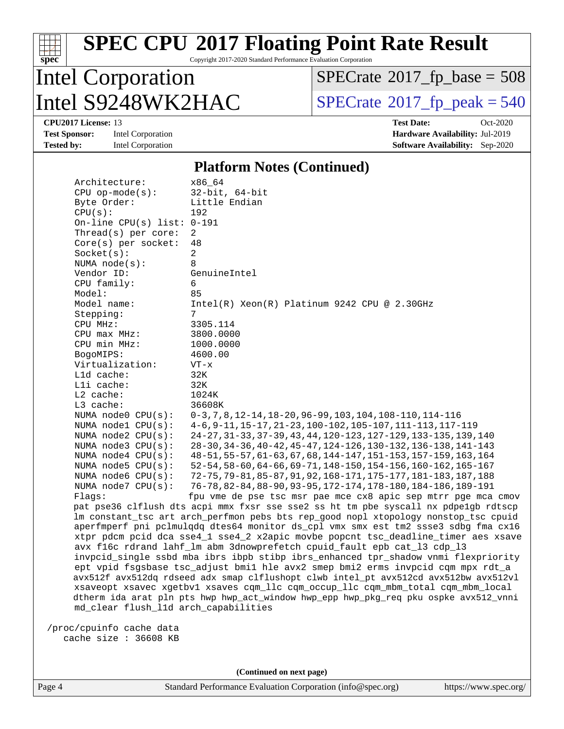# SPEC CPU 2017 Floating Point Rate Result

Copyright 2017-2020 Standard Performance Evaluation Corporation

## Intel Corporation
## Intel S9248WK2HAC

**SPECrate 2017_fp_base = 508**
**SPECrate 2017_fp_peak = 540**

**CPU2017 License:** 13
**Test Sponsor:** Intel Corporation
**Tested by:** Intel Corporation

**Test Date:** Oct-2020
**Hardware Availability:** Jul-2019
**Software Availability:** Sep-2020

### Platform Notes (Continued)

```
     Architecture:          x86_64
     CPU op-mode(s):        32-bit, 64-bit
     Byte Order:            Little Endian
     CPU(s):                192
     On-line CPU(s) list:   0-191
     Thread(s) per core:    2
     Core(s) per socket:    48
     Socket(s):             2
     NUMA node(s):          8
     Vendor ID:             GenuineIntel
     CPU family:            6
     Model:                 85
     Model name:            Intel(R) Xeon(R) Platinum 9242 CPU @ 2.30GHz
     Stepping:              7
     CPU MHz:               3305.114
     CPU max MHz:           3800.0000
     CPU min MHz:           1000.0000
     BogoMIPS:              4600.00
     Virtualization:        VT-x
     L1d cache:             32K
     L1i cache:             32K
     L2 cache:              1024K
     L3 cache:              36608K
     NUMA node0 CPU(s):     0-3,7,8,12-14,18-20,96-99,103,104,108-110,114-116
     NUMA node1 CPU(s):     4-6,9-11,15-17,21-23,100-102,105-107,111-113,117-119
     NUMA node2 CPU(s):     24-27,31-33,37-39,43,44,120-123,127-129,133-135,139,140
     NUMA node3 CPU(s):     28-30,34-36,40-42,45-47,124-126,130-132,136-138,141-143
     NUMA node4 CPU(s):     48-51,55-57,61-63,67,68,144-147,151-153,157-159,163,164
     NUMA node5 CPU(s):     52-54,58-60,64-66,69-71,148-150,154-156,160-162,165-167
     NUMA node6 CPU(s):     72-75,79-81,85-87,91,92,168-171,175-177,181-183,187,188
     NUMA node7 CPU(s):     76-78,82-84,88-90,93-95,172-174,178-180,184-186,189-191
     Flags:                 fpu vme de pse tsc msr pae mce cx8 apic sep mtrr pge mca cmov
     pat pse36 clflush dts acpi mmx fxsr sse sse2 ss ht tm pbe syscall nx pdpe1gb rdtscp
     lm constant_tsc art arch_perfmon pebs bts rep_good nopl xtopology nonstop_tsc cpuid
     aperfmperf pni pclmulqdq dtes64 monitor ds_cpl vmx smx est tm2 ssse3 sdbg fma cx16
     xtpr pdcm pcid dca sse4_1 sse4_2 x2apic movbe popcnt tsc_deadline_timer aes xsave
     avx f16c rdrand lahf_lm abm 3dnowprefetch cpuid_fault epb cat_l3 cdp_l3
     invpcid_single ssbd mba ibrs ibpb stibp ibrs_enhanced tpr_shadow vnmi flexpriority
     ept vpid fsgsbase tsc_adjust bmi1 hle avx2 smep bmi2 erms invpcid cqm mpx rdt_a
     avx512f avx512dq rdseed adx smap clflushopt clwb intel_pt avx512cd avx512bw avx512vl
     xsaveopt xsavec xgetbv1 xsaves cqm_llc cqm_occup_llc cqm_mbm_total cqm_mbm_local
     dtherm ida arat pln pts hwp hwp_act_window hwp_epp hwp_pkg_req pku ospke avx512_vnni
     md_clear flush_l1d arch_capabilities

 /proc/cpuinfo cache data
    cache size : 36608 KB
```

(Continued on next page)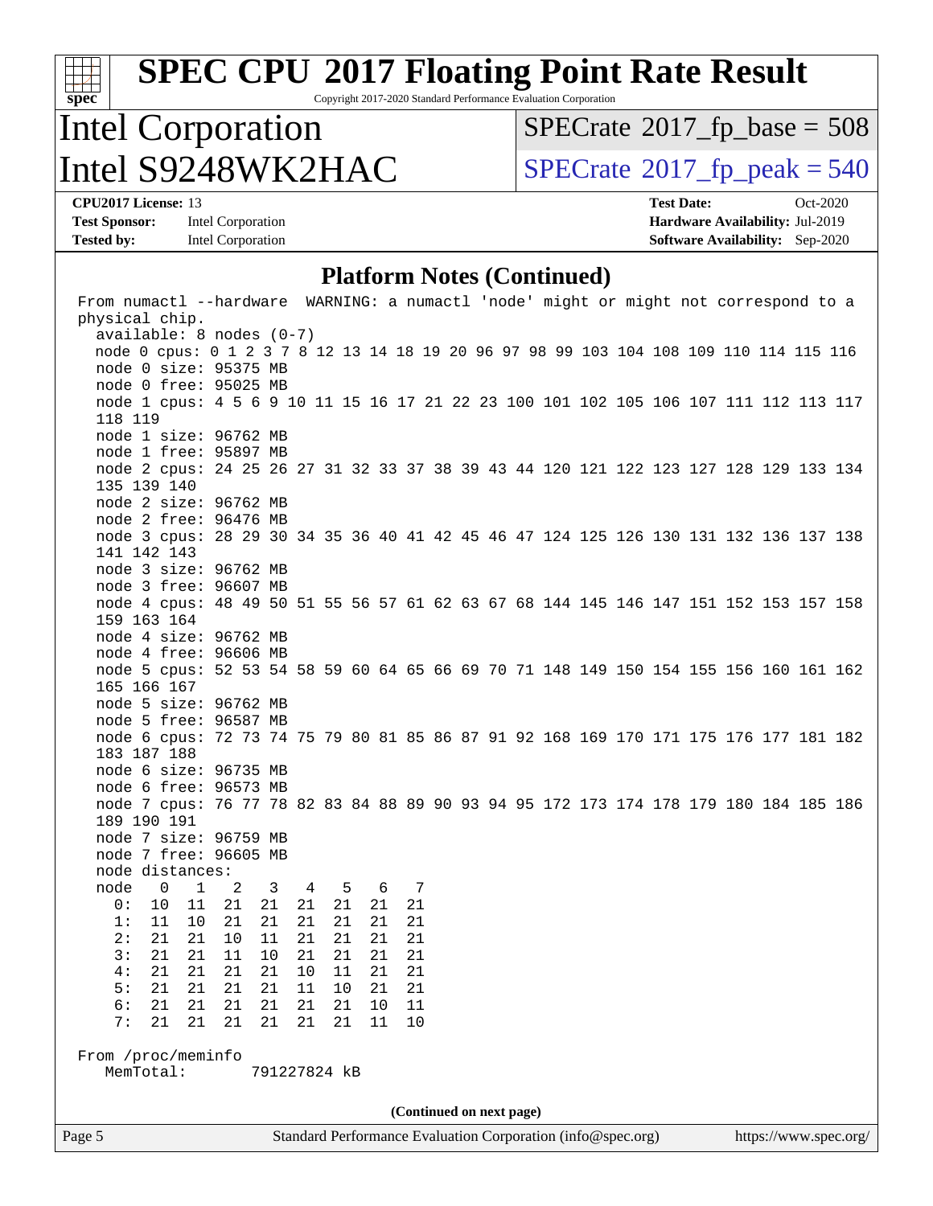# SPEC CPU 2017 Floating Point Rate Result

Copyright 2017-2020 Standard Performance Evaluation Corporation

## Intel Corporation
## Intel S9248WK2HAC

SPECrate 2017_fp_base = 508

SPECrate 2017_fp_peak = 540

**CPU2017 License:** 13
**Test Sponsor:** Intel Corporation
**Tested by:** Intel Corporation

**Test Date:** Oct-2020
**Hardware Availability:** Jul-2019
**Software Availability:** Sep-2020

### Platform Notes (Continued)

```
From numactl --hardware  WARNING: a numactl 'node' might or might not correspond to a
physical chip.
  available: 8 nodes (0-7)
  node 0 cpus: 0 1 2 3 7 8 12 13 14 18 19 20 96 97 98 99 103 104 108 109 110 114 115 116
  node 0 size: 95375 MB
  node 0 free: 95025 MB
  node 1 cpus: 4 5 6 9 10 11 15 16 17 21 22 23 100 101 102 105 106 107 111 112 113 117
  118 119
  node 1 size: 96762 MB
  node 1 free: 95897 MB
  node 2 cpus: 24 25 26 27 31 32 33 37 38 39 43 44 120 121 122 123 127 128 129 133 134
  135 139 140
  node 2 size: 96762 MB
  node 2 free: 96476 MB
  node 3 cpus: 28 29 30 34 35 36 40 41 42 45 46 47 124 125 126 130 131 132 136 137 138
  141 142 143
  node 3 size: 96762 MB
  node 3 free: 96607 MB
  node 4 cpus: 48 49 50 51 55 56 57 61 62 63 67 68 144 145 146 147 151 152 153 157 158
  159 163 164
  node 4 size: 96762 MB
  node 4 free: 96606 MB
  node 5 cpus: 52 53 54 58 59 60 64 65 66 69 70 71 148 149 150 154 155 156 160 161 162
  165 166 167
  node 5 size: 96762 MB
  node 5 free: 96587 MB
  node 6 cpus: 72 73 74 75 79 80 81 85 86 87 91 92 168 169 170 171 175 176 177 181 182
  183 187 188
  node 6 size: 96735 MB
  node 6 free: 96573 MB
  node 7 cpus: 76 77 78 82 83 84 88 89 90 93 94 95 172 173 174 178 179 180 184 185 186
  189 190 191
  node 7 size: 96759 MB
  node 7 free: 96605 MB
  node distances:
  node   0   1   2   3   4   5   6   7
    0:  10  11  21  21  21  21  21  21
    1:  11  10  21  21  21  21  21  21
    2:  21  21  10  11  21  21  21  21
    3:  21  21  11  10  21  21  21  21
    4:  21  21  21  21  10  11  21  21
    5:  21  21  21  21  11  10  21  21
    6:  21  21  21  21  21  21  10  11
    7:  21  21  21  21  21  21  11  10

From /proc/meminfo
   MemTotal:       791227824 kB
```

(Continued on next page)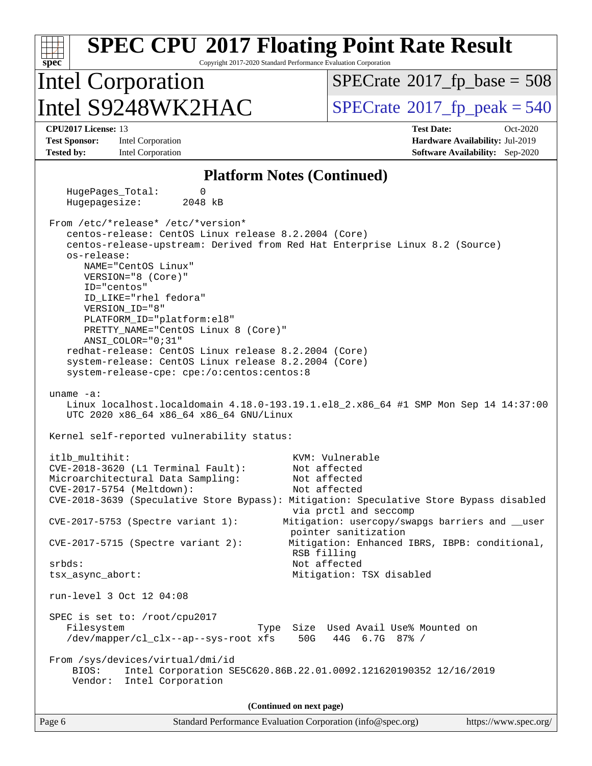## Platform Notes (Continued)

```
   HugePages_Total:       0
   Hugepagesize:       2048 kB

 From /etc/*release* /etc/*version*
    centos-release: CentOS Linux release 8.2.2004 (Core)
    centos-release-upstream: Derived from Red Hat Enterprise Linux 8.2 (Source)
    os-release:
       NAME="CentOS Linux"
       VERSION="8 (Core)"
       ID="centos"
       ID_LIKE="rhel fedora"
       VERSION_ID="8"
       PLATFORM_ID="platform:el8"
       PRETTY_NAME="CentOS Linux 8 (Core)"
       ANSI_COLOR="0;31"
    redhat-release: CentOS Linux release 8.2.2004 (Core)
    system-release: CentOS Linux release 8.2.2004 (Core)
    system-release-cpe: cpe:/o:centos:centos:8

 uname -a:
    Linux localhost.localdomain 4.18.0-193.19.1.el8_2.x86_64 #1 SMP Mon Sep 14 14:37:00
    UTC 2020 x86_64 x86_64 x86_64 GNU/Linux

 Kernel self-reported vulnerability status:

 itlb_multihit:                                KVM: Vulnerable
 CVE-2018-3620 (L1 Terminal Fault):            Not affected
 Microarchitectural Data Sampling:             Not affected
 CVE-2017-5754 (Meltdown):                     Not affected
 CVE-2018-3639 (Speculative Store Bypass): Mitigation: Speculative Store Bypass disabled
                                               via prctl and seccomp
 CVE-2017-5753 (Spectre variant 1):          Mitigation: usercopy/swapgs barriers and __user
                                               pointer sanitization
 CVE-2017-5715 (Spectre variant 2):           Mitigation: Enhanced IBRS, IBPB: conditional,
                                               RSB filling
 srbds:                                        Not affected
 tsx_async_abort:                              Mitigation: TSX disabled

 run-level 3 Oct 12 04:08

 SPEC is set to: /root/cpu2017
    Filesystem                        Type  Size  Used Avail Use% Mounted on
    /dev/mapper/cl_clx--ap--sys-root xfs    50G   44G  6.7G  87% /

 From /sys/devices/virtual/dmi/id
     BIOS:    Intel Corporation SE5C620.86B.22.01.0092.121620190352 12/16/2019
     Vendor:  Intel Corporation
```

(Continued on next page)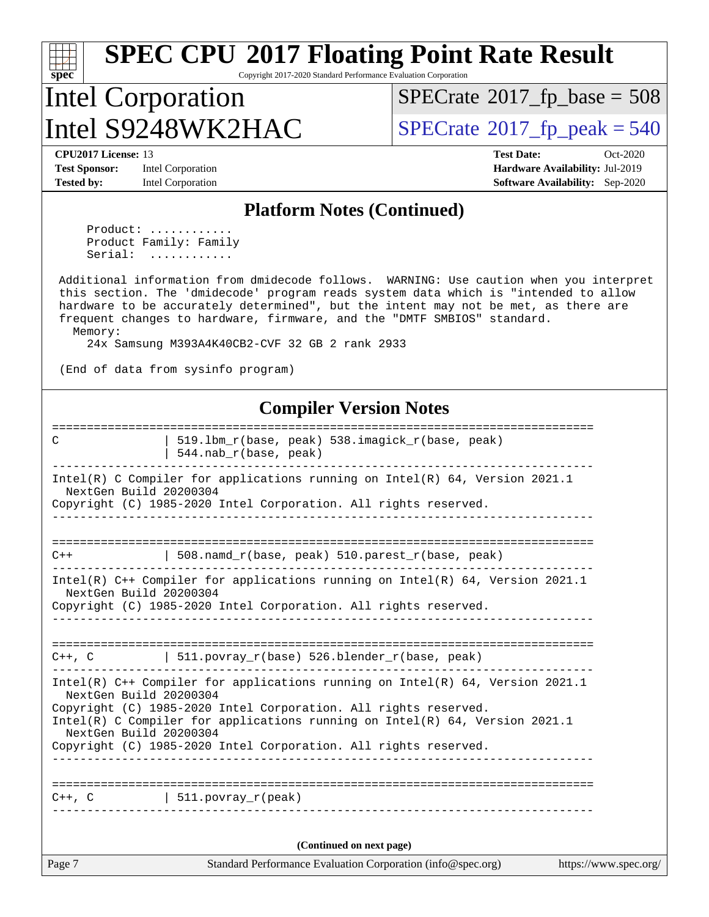## Platform Notes (Continued)

```
     Product: ............
     Product Family: Family
     Serial:  ............

 Additional information from dmidecode follows.  WARNING: Use caution when you interpret
 this section. The 'dmidecode' program reads system data which is "intended to allow
 hardware to be accurately determined", but the intent may not be met, as there are
 frequent changes to hardware, firmware, and the "DMTF SMBIOS" standard.
   Memory:
     24x Samsung M393A4K40CB2-CVF 32 GB 2 rank 2933

 (End of data from sysinfo program)
```

## Compiler Version Notes

```
==============================================================================
C               | 519.lbm_r(base, peak) 538.imagick_r(base, peak)
                | 544.nab_r(base, peak)
------------------------------------------------------------------------------
Intel(R) C Compiler for applications running on Intel(R) 64, Version 2021.1
  NextGen Build 20200304
Copyright (C) 1985-2020 Intel Corporation. All rights reserved.
------------------------------------------------------------------------------

==============================================================================
C++             | 508.namd_r(base, peak) 510.parest_r(base, peak)
------------------------------------------------------------------------------
Intel(R) C++ Compiler for applications running on Intel(R) 64, Version 2021.1
  NextGen Build 20200304
Copyright (C) 1985-2020 Intel Corporation. All rights reserved.
------------------------------------------------------------------------------

==============================================================================
C++, C          | 511.povray_r(base) 526.blender_r(base, peak)
------------------------------------------------------------------------------
Intel(R) C++ Compiler for applications running on Intel(R) 64, Version 2021.1
  NextGen Build 20200304
Copyright (C) 1985-2020 Intel Corporation. All rights reserved.
Intel(R) C Compiler for applications running on Intel(R) 64, Version 2021.1
  NextGen Build 20200304
Copyright (C) 1985-2020 Intel Corporation. All rights reserved.
------------------------------------------------------------------------------

==============================================================================
C++, C          | 511.povray_r(peak)
------------------------------------------------------------------------------
```

(Continued on next page)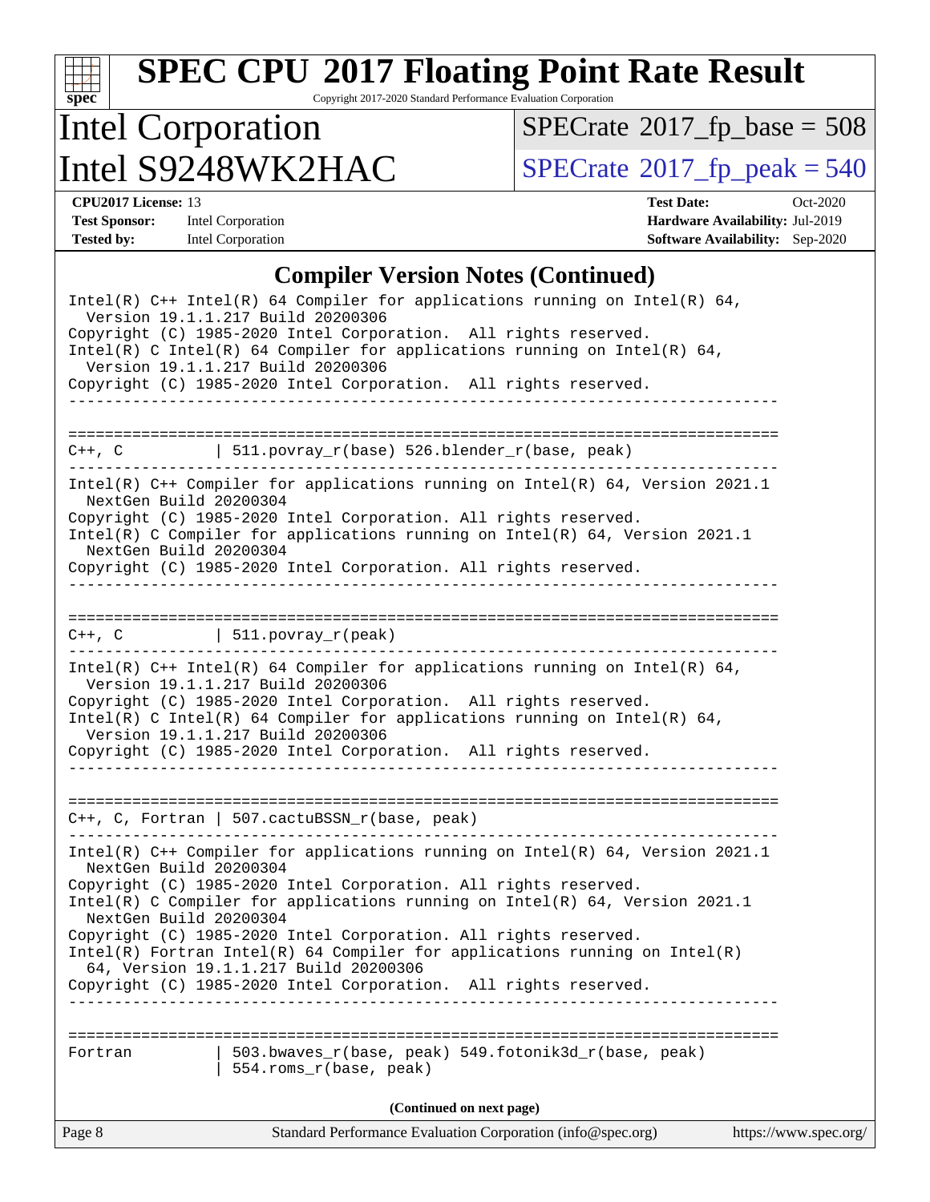# SPEC CPU 2017 Floating Point Rate Result

Copyright 2017-2020 Standard Performance Evaluation Corporation

## Intel Corporation
## Intel S9248WK2HAC

SPECrate 2017_fp_base = 508

SPECrate 2017_fp_peak = 540

**CPU2017 License:** 13
**Test Sponsor:** Intel Corporation
**Tested by:** Intel Corporation

**Test Date:** Oct-2020
**Hardware Availability:** Jul-2019
**Software Availability:** Sep-2020

### Compiler Version Notes (Continued)

```
Intel(R) C++ Intel(R) 64 Compiler for applications running on Intel(R) 64,
  Version 19.1.1.217 Build 20200306
Copyright (C) 1985-2020 Intel Corporation.  All rights reserved.
Intel(R) C Intel(R) 64 Compiler for applications running on Intel(R) 64,
  Version 19.1.1.217 Build 20200306
Copyright (C) 1985-2020 Intel Corporation.  All rights reserved.
------------------------------------------------------------------------------

==============================================================================
C++, C          | 511.povray_r(base) 526.blender_r(base, peak)
------------------------------------------------------------------------------
Intel(R) C++ Compiler for applications running on Intel(R) 64, Version 2021.1
  NextGen Build 20200304
Copyright (C) 1985-2020 Intel Corporation. All rights reserved.
Intel(R) C Compiler for applications running on Intel(R) 64, Version 2021.1
  NextGen Build 20200304
Copyright (C) 1985-2020 Intel Corporation. All rights reserved.
------------------------------------------------------------------------------

==============================================================================
C++, C          | 511.povray_r(peak)
------------------------------------------------------------------------------
Intel(R) C++ Intel(R) 64 Compiler for applications running on Intel(R) 64,
  Version 19.1.1.217 Build 20200306
Copyright (C) 1985-2020 Intel Corporation.  All rights reserved.
Intel(R) C Intel(R) 64 Compiler for applications running on Intel(R) 64,
  Version 19.1.1.217 Build 20200306
Copyright (C) 1985-2020 Intel Corporation.  All rights reserved.
------------------------------------------------------------------------------

==============================================================================
C++, C, Fortran | 507.cactuBSSN_r(base, peak)
------------------------------------------------------------------------------
Intel(R) C++ Compiler for applications running on Intel(R) 64, Version 2021.1
  NextGen Build 20200304
Copyright (C) 1985-2020 Intel Corporation. All rights reserved.
Intel(R) C Compiler for applications running on Intel(R) 64, Version 2021.1
  NextGen Build 20200304
Copyright (C) 1985-2020 Intel Corporation. All rights reserved.
Intel(R) Fortran Intel(R) 64 Compiler for applications running on Intel(R)
  64, Version 19.1.1.217 Build 20200306
Copyright (C) 1985-2020 Intel Corporation.  All rights reserved.
------------------------------------------------------------------------------

==============================================================================
Fortran         | 503.bwaves_r(base, peak) 549.fotonik3d_r(base, peak)
                | 554.roms_r(base, peak)
```

(Continued on next page)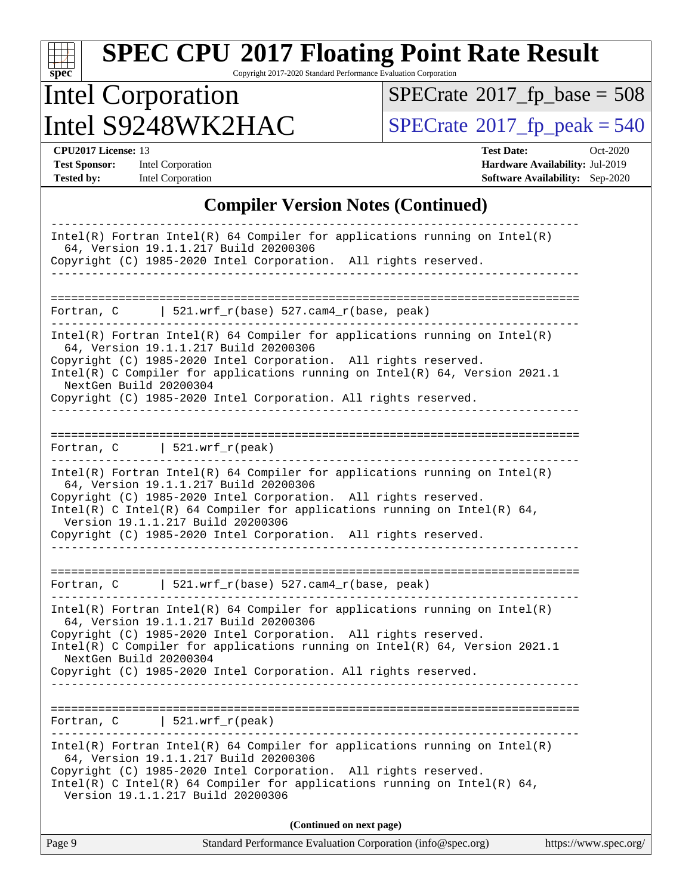## Compiler Version Notes (Continued)

```
------------------------------------------------------------------------------
Intel(R) Fortran Intel(R) 64 Compiler for applications running on Intel(R)
  64, Version 19.1.1.217 Build 20200306
Copyright (C) 1985-2020 Intel Corporation.  All rights reserved.
------------------------------------------------------------------------------


==============================================================================
Fortran, C      | 521.wrf_r(base) 527.cam4_r(base, peak)
------------------------------------------------------------------------------
Intel(R) Fortran Intel(R) 64 Compiler for applications running on Intel(R)
  64, Version 19.1.1.217 Build 20200306
Copyright (C) 1985-2020 Intel Corporation.  All rights reserved.
Intel(R) C Compiler for applications running on Intel(R) 64, Version 2021.1
  NextGen Build 20200304
Copyright (C) 1985-2020 Intel Corporation. All rights reserved.
------------------------------------------------------------------------------


==============================================================================
Fortran, C      | 521.wrf_r(peak)
------------------------------------------------------------------------------
Intel(R) Fortran Intel(R) 64 Compiler for applications running on Intel(R)
  64, Version 19.1.1.217 Build 20200306
Copyright (C) 1985-2020 Intel Corporation.  All rights reserved.
Intel(R) C Intel(R) 64 Compiler for applications running on Intel(R) 64,
  Version 19.1.1.217 Build 20200306
Copyright (C) 1985-2020 Intel Corporation.  All rights reserved.
------------------------------------------------------------------------------


==============================================================================
Fortran, C      | 521.wrf_r(base) 527.cam4_r(base, peak)
------------------------------------------------------------------------------
Intel(R) Fortran Intel(R) 64 Compiler for applications running on Intel(R)
  64, Version 19.1.1.217 Build 20200306
Copyright (C) 1985-2020 Intel Corporation.  All rights reserved.
Intel(R) C Compiler for applications running on Intel(R) 64, Version 2021.1
  NextGen Build 20200304
Copyright (C) 1985-2020 Intel Corporation. All rights reserved.
------------------------------------------------------------------------------


==============================================================================
Fortran, C      | 521.wrf_r(peak)
------------------------------------------------------------------------------
Intel(R) Fortran Intel(R) 64 Compiler for applications running on Intel(R)
  64, Version 19.1.1.217 Build 20200306
Copyright (C) 1985-2020 Intel Corporation.  All rights reserved.
Intel(R) C Intel(R) 64 Compiler for applications running on Intel(R) 64,
  Version 19.1.1.217 Build 20200306
```

**(Continued on next page)**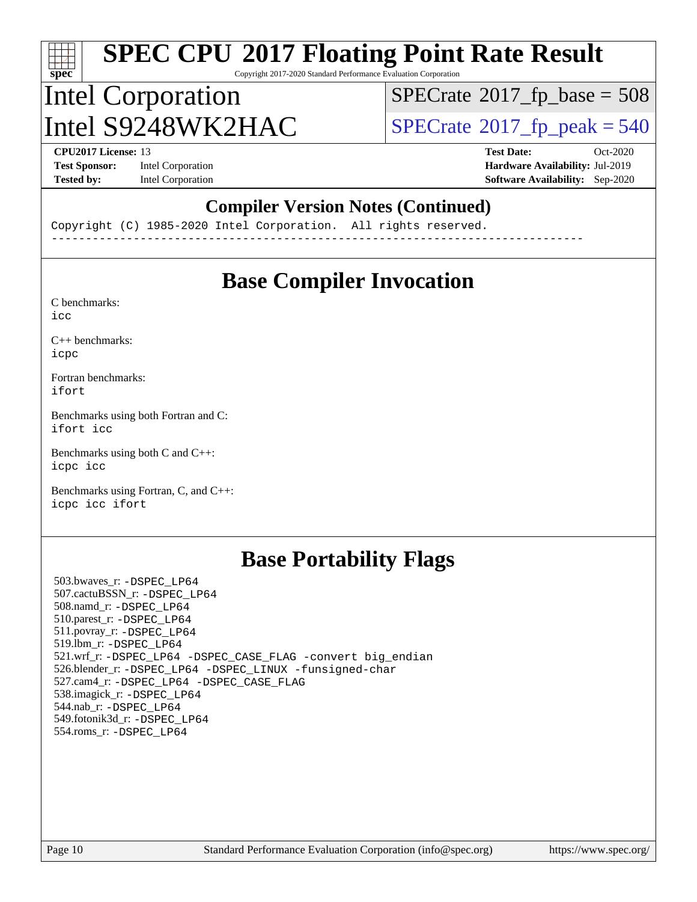## Compiler Version Notes (Continued)

```
Copyright (C) 1985-2020 Intel Corporation.  All rights reserved.
------------------------------------------------------------------------------
```

## Base Compiler Invocation

C benchmarks:
icc

C++ benchmarks:
icpc

Fortran benchmarks:
ifort

Benchmarks using both Fortran and C:
ifort icc

Benchmarks using both C and C++:
icpc icc

Benchmarks using Fortran, C, and C++:
icpc icc ifort

## Base Portability Flags

503.bwaves_r: -DSPEC_LP64
507.cactuBSSN_r: -DSPEC_LP64
508.namd_r: -DSPEC_LP64
510.parest_r: -DSPEC_LP64
511.povray_r: -DSPEC_LP64
519.lbm_r: -DSPEC_LP64
521.wrf_r: -DSPEC_LP64 -DSPEC_CASE_FLAG -convert big_endian
526.blender_r: -DSPEC_LP64 -DSPEC_LINUX -funsigned-char
527.cam4_r: -DSPEC_LP64 -DSPEC_CASE_FLAG
538.imagick_r: -DSPEC_LP64
544.nab_r: -DSPEC_LP64
549.fotonik3d_r: -DSPEC_LP64
554.roms_r: -DSPEC_LP64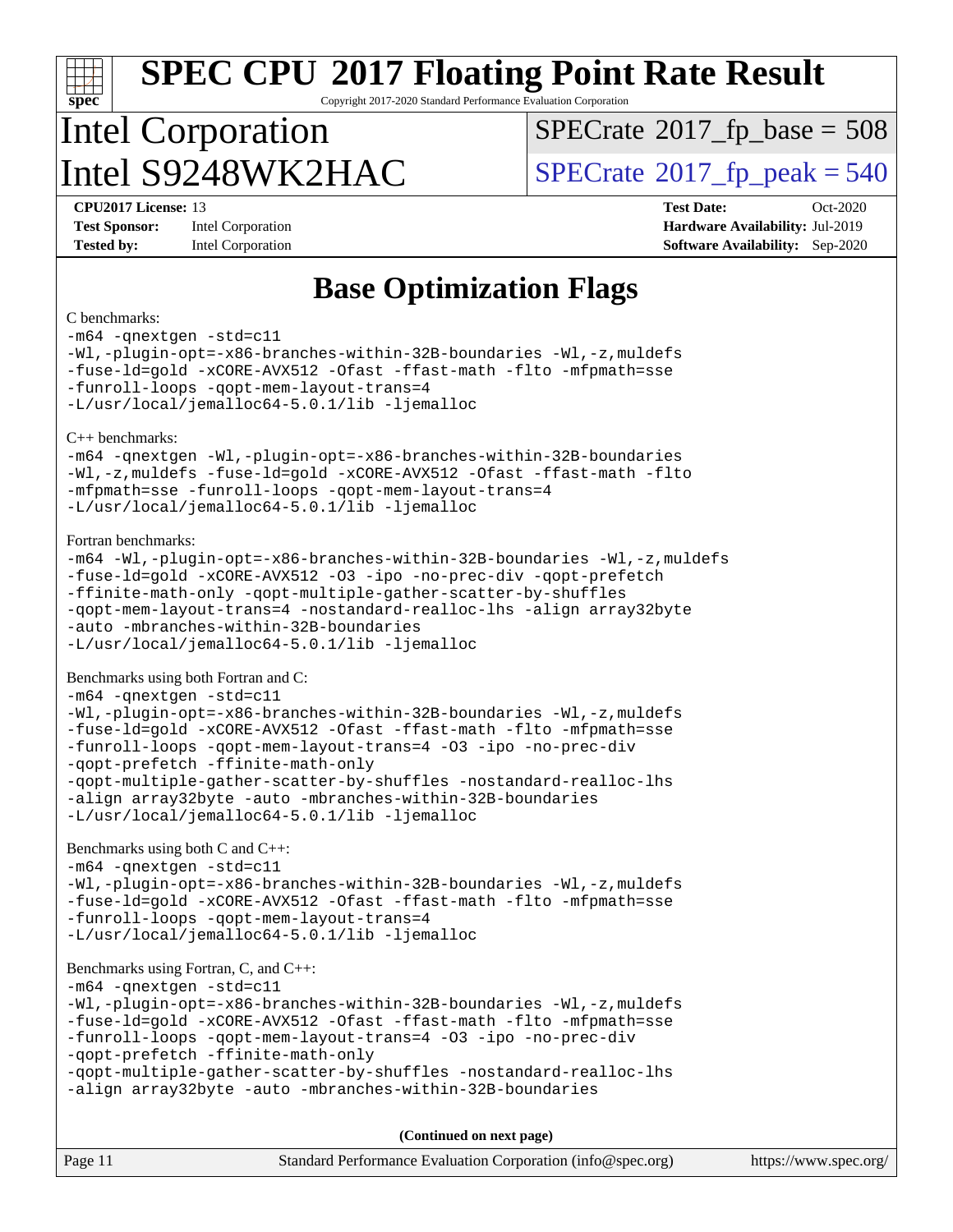# SPEC CPU 2017 Floating Point Rate Result

Copyright 2017-2020 Standard Performance Evaluation Corporation

## Intel Corporation
## Intel S9248WK2HAC

SPECrate 2017_fp_base = 508

SPECrate 2017_fp_peak = 540

**CPU2017 License:** 13
**Test Sponsor:** Intel Corporation
**Tested by:** Intel Corporation

**Test Date:** Oct-2020
**Hardware Availability:** Jul-2019
**Software Availability:** Sep-2020

## Base Optimization Flags

C benchmarks:

```
-m64 -qnextgen -std=c11
-Wl,-plugin-opt=-x86-branches-within-32B-boundaries -Wl,-z,muldefs
-fuse-ld=gold -xCORE-AVX512 -Ofast -ffast-math -flto -mfpmath=sse
-funroll-loops -qopt-mem-layout-trans=4
-L/usr/local/jemalloc64-5.0.1/lib -ljemalloc
```

C++ benchmarks:

```
-m64 -qnextgen -Wl,-plugin-opt=-x86-branches-within-32B-boundaries
-Wl,-z,muldefs -fuse-ld=gold -xCORE-AVX512 -Ofast -ffast-math -flto
-mfpmath=sse -funroll-loops -qopt-mem-layout-trans=4
-L/usr/local/jemalloc64-5.0.1/lib -ljemalloc
```

Fortran benchmarks:

```
-m64 -Wl,-plugin-opt=-x86-branches-within-32B-boundaries -Wl,-z,muldefs
-fuse-ld=gold -xCORE-AVX512 -O3 -ipo -no-prec-div -qopt-prefetch
-ffinite-math-only -qopt-multiple-gather-scatter-by-shuffles
-qopt-mem-layout-trans=4 -nostandard-realloc-lhs -align array32byte
-auto -mbranches-within-32B-boundaries
-L/usr/local/jemalloc64-5.0.1/lib -ljemalloc
```

Benchmarks using both Fortran and C:

```
-m64 -qnextgen -std=c11
-Wl,-plugin-opt=-x86-branches-within-32B-boundaries -Wl,-z,muldefs
-fuse-ld=gold -xCORE-AVX512 -Ofast -ffast-math -flto -mfpmath=sse
-funroll-loops -qopt-mem-layout-trans=4 -O3 -ipo -no-prec-div
-qopt-prefetch -ffinite-math-only
-qopt-multiple-gather-scatter-by-shuffles -nostandard-realloc-lhs
-align array32byte -auto -mbranches-within-32B-boundaries
-L/usr/local/jemalloc64-5.0.1/lib -ljemalloc
```

Benchmarks using both C and C++:

```
-m64 -qnextgen -std=c11
-Wl,-plugin-opt=-x86-branches-within-32B-boundaries -Wl,-z,muldefs
-fuse-ld=gold -xCORE-AVX512 -Ofast -ffast-math -flto -mfpmath=sse
-funroll-loops -qopt-mem-layout-trans=4
-L/usr/local/jemalloc64-5.0.1/lib -ljemalloc
```

Benchmarks using Fortran, C, and C++:

```
-m64 -qnextgen -std=c11
-Wl,-plugin-opt=-x86-branches-within-32B-boundaries -Wl,-z,muldefs
-fuse-ld=gold -xCORE-AVX512 -Ofast -ffast-math -flto -mfpmath=sse
-funroll-loops -qopt-mem-layout-trans=4 -O3 -ipo -no-prec-div
-qopt-prefetch -ffinite-math-only
-qopt-multiple-gather-scatter-by-shuffles -nostandard-realloc-lhs
-align array32byte -auto -mbranches-within-32B-boundaries
```

**(Continued on next page)**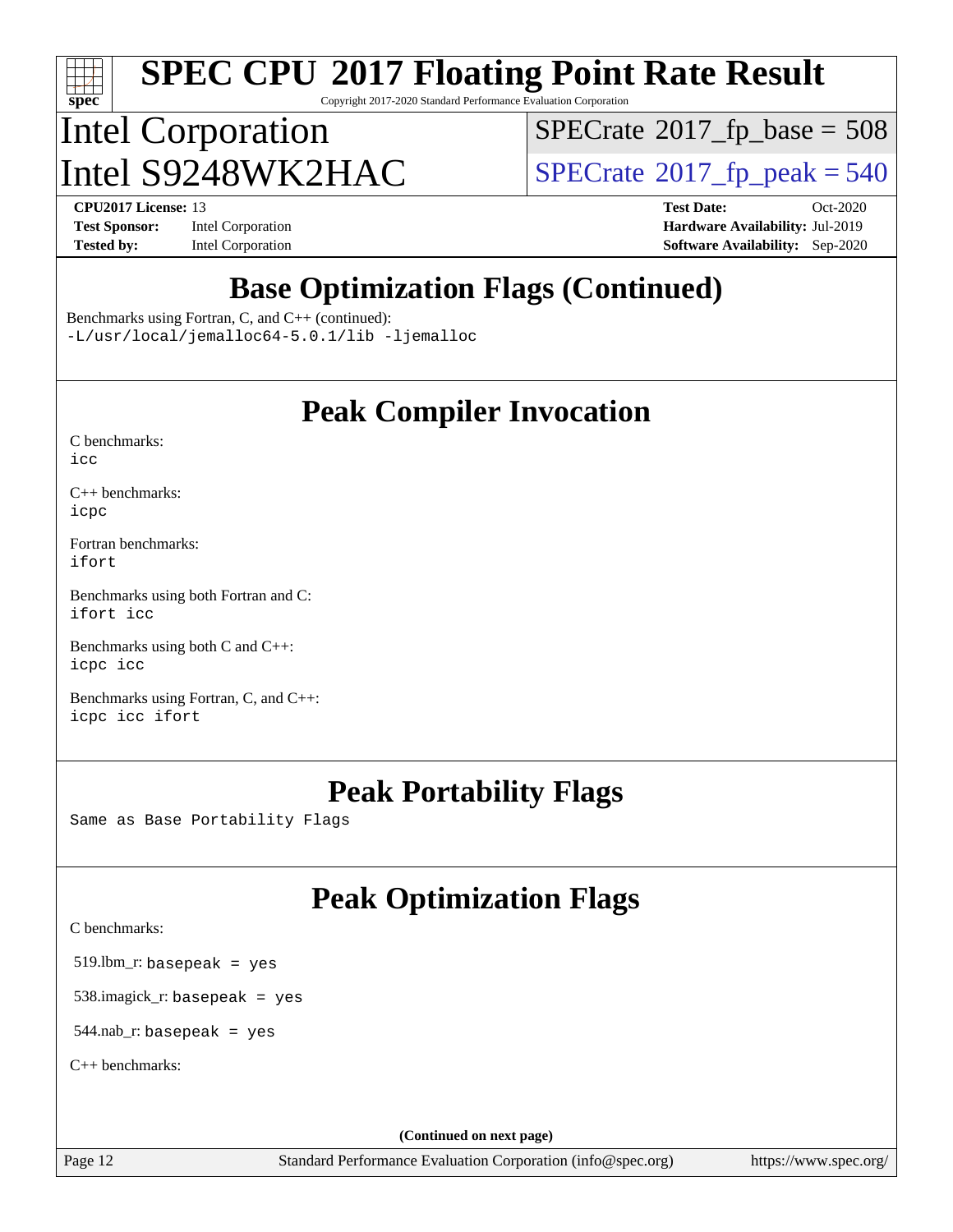# Base Optimization Flags (Continued)

Benchmarks using Fortran, C, and C++ (continued):
`-L/usr/local/jemalloc64-5.0.1/lib -ljemalloc`

# Peak Compiler Invocation

C benchmarks:
`icc`

C++ benchmarks:
`icpc`

Fortran benchmarks:
`ifort`

Benchmarks using both Fortran and C:
`ifort icc`

Benchmarks using both C and C++:
`icpc icc`

Benchmarks using Fortran, C, and C++:
`icpc icc ifort`

# Peak Portability Flags

Same as Base Portability Flags

# Peak Optimization Flags

C benchmarks:

519.lbm_r: `basepeak = yes`

538.imagick_r: `basepeak = yes`

544.nab_r: `basepeak = yes`

C++ benchmarks:

(Continued on next page)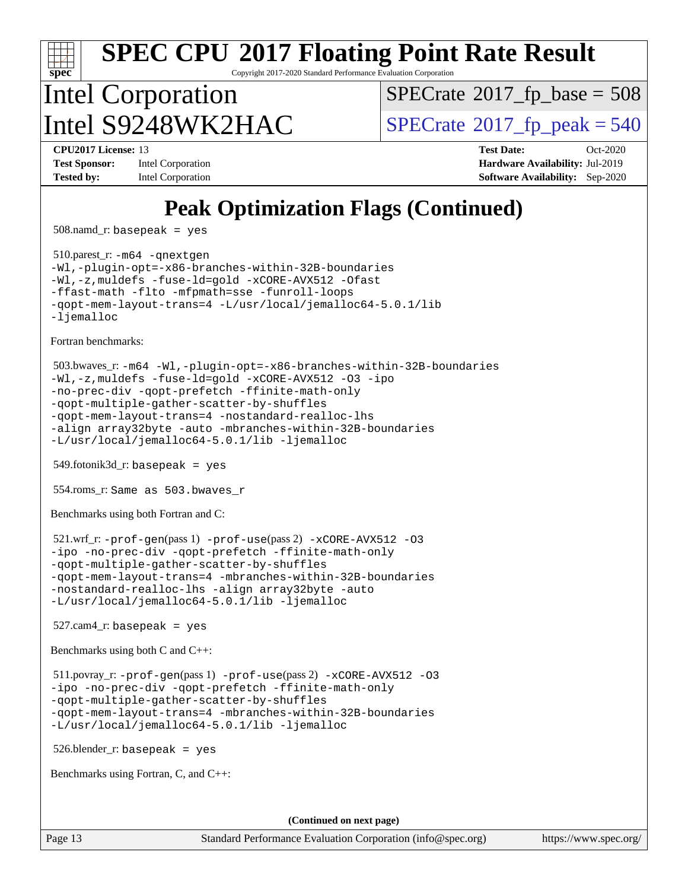# SPEC CPU 2017 Floating Point Rate Result

Copyright 2017-2020 Standard Performance Evaluation Corporation

## Intel Corporation
## Intel S9248WK2HAC

SPECrate 2017_fp_base = 508

SPECrate 2017_fp_peak = 540

**CPU2017 License:** 13
**Test Sponsor:** Intel Corporation
**Tested by:** Intel Corporation
**Test Date:** Oct-2020
**Hardware Availability:** Jul-2019
**Software Availability:** Sep-2020

## Peak Optimization Flags (Continued)

508.namd_r: `basepeak = yes`

510.parest_r:
```
-m64 -qnextgen
-Wl,-plugin-opt=-x86-branches-within-32B-boundaries
-Wl,-z,muldefs -fuse-ld=gold -xCORE-AVX512 -Ofast
-ffast-math -flto -mfpmath=sse -funroll-loops
-qopt-mem-layout-trans=4 -L/usr/local/jemalloc64-5.0.1/lib
-ljemalloc
```

Fortran benchmarks:

503.bwaves_r:
```
-m64 -Wl,-plugin-opt=-x86-branches-within-32B-boundaries
-Wl,-z,muldefs -fuse-ld=gold -xCORE-AVX512 -O3 -ipo
-no-prec-div -qopt-prefetch -ffinite-math-only
-qopt-multiple-gather-scatter-by-shuffles
-qopt-mem-layout-trans=4 -nostandard-realloc-lhs
-align array32byte -auto -mbranches-within-32B-boundaries
-L/usr/local/jemalloc64-5.0.1/lib -ljemalloc
```

549.fotonik3d_r: `basepeak = yes`

554.roms_r: `Same as 503.bwaves_r`

Benchmarks using both Fortran and C:

521.wrf_r:
```
-prof-gen(pass 1) -prof-use(pass 2) -xCORE-AVX512 -O3
-ipo -no-prec-div -qopt-prefetch -ffinite-math-only
-qopt-multiple-gather-scatter-by-shuffles
-qopt-mem-layout-trans=4 -mbranches-within-32B-boundaries
-nostandard-realloc-lhs -align array32byte -auto
-L/usr/local/jemalloc64-5.0.1/lib -ljemalloc
```

527.cam4_r: `basepeak = yes`

Benchmarks using both C and C++:

511.povray_r:
```
-prof-gen(pass 1) -prof-use(pass 2) -xCORE-AVX512 -O3
-ipo -no-prec-div -qopt-prefetch -ffinite-math-only
-qopt-multiple-gather-scatter-by-shuffles
-qopt-mem-layout-trans=4 -mbranches-within-32B-boundaries
-L/usr/local/jemalloc64-5.0.1/lib -ljemalloc
```

526.blender_r: `basepeak = yes`

Benchmarks using Fortran, C, and C++:

**(Continued on next page)**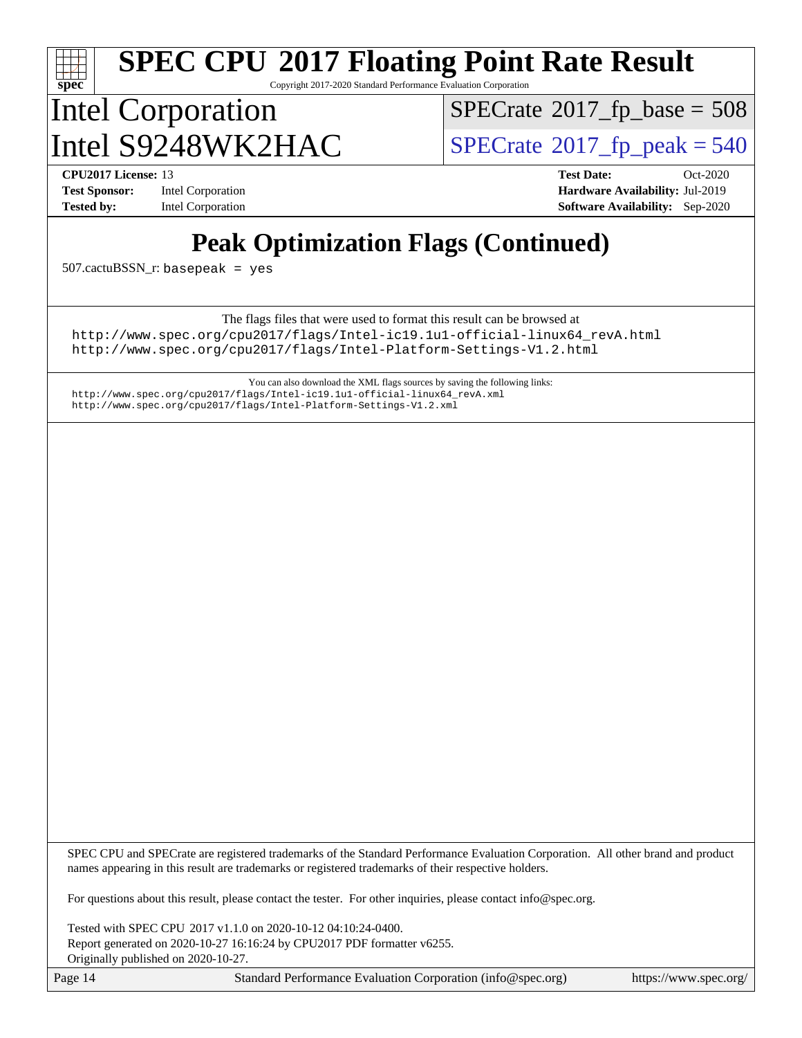# SPEC CPU 2017 Floating Point Rate Result

Copyright 2017-2020 Standard Performance Evaluation Corporation

# Intel Corporation
# Intel S9248WK2HAC

SPECrate 2017_fp_base = 508

SPECrate 2017_fp_peak = 540

**CPU2017 License:** 13
**Test Sponsor:** Intel Corporation
**Tested by:** Intel Corporation

**Test Date:** Oct-2020
**Hardware Availability:** Jul-2019
**Software Availability:** Sep-2020

## Peak Optimization Flags (Continued)

507.cactuBSSN_r: basepeak = yes

The flags files that were used to format this result can be browsed at

http://www.spec.org/cpu2017/flags/Intel-ic19.1u1-official-linux64_revA.html
http://www.spec.org/cpu2017/flags/Intel-Platform-Settings-V1.2.html

You can also download the XML flags sources by saving the following links:

http://www.spec.org/cpu2017/flags/Intel-ic19.1u1-official-linux64_revA.xml
http://www.spec.org/cpu2017/flags/Intel-Platform-Settings-V1.2.xml

SPEC CPU and SPECrate are registered trademarks of the Standard Performance Evaluation Corporation. All other brand and product names appearing in this result are trademarks or registered trademarks of their respective holders.

For questions about this result, please contact the tester. For other inquiries, please contact info@spec.org.

Tested with SPEC CPU 2017 v1.1.0 on 2020-10-12 04:10:24-0400.
Report generated on 2020-10-27 16:16:24 by CPU2017 PDF formatter v6255.
Originally published on 2020-10-27.